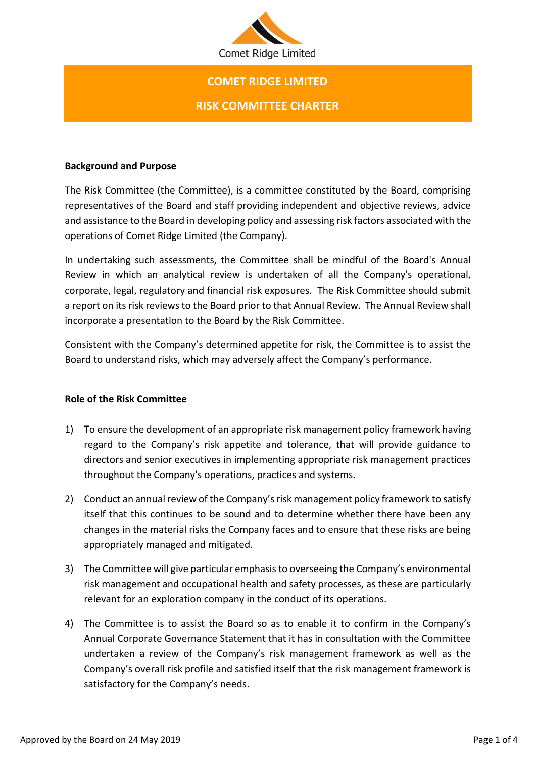Comet Ridge Limited

# COMET RIDGE LIMITED

## RISK COMMITTEE CHARTER

### Background and Purpose

The Risk Committee (the Committee), is a committee constituted by the Board, comprising representatives of the Board and staff providing independent and objective reviews, advice and assistance to the Board in developing policy and assessing risk factors associated with the operations of Comet Ridge Limited (the Company).

In undertaking such assessments, the Committee shall be mindful of the Board's Annual Review in which an analytical review is undertaken of all the Company's operational, corporate, legal, regulatory and financial risk exposures. The Risk Committee should submit a report on its risk reviews to the Board prior to that Annual Review. The Annual Review shall incorporate a presentation to the Board by the Risk Committee.

Consistent with the Company's determined appetite for risk, the Committee is to assist the Board to understand risks, which may adversely affect the Company's performance.

### Role of the Risk Committee

1) To ensure the development of an appropriate risk management policy framework having regard to the Company's risk appetite and tolerance, that will provide guidance to directors and senior executives in implementing appropriate risk management practices throughout the Company's operations, practices and systems.

2) Conduct an annual review of the Company's risk management policy framework to satisfy itself that this continues to be sound and to determine whether there have been any changes in the material risks the Company faces and to ensure that these risks are being appropriately managed and mitigated.

3) The Committee will give particular emphasis to overseeing the Company's environmental risk management and occupational health and safety processes, as these are particularly relevant for an exploration company in the conduct of its operations.

4) The Committee is to assist the Board so as to enable it to confirm in the Company's Annual Corporate Governance Statement that it has in consultation with the Committee undertaken a review of the Company's risk management framework as well as the Company's overall risk profile and satisfied itself that the risk management framework is satisfactory for the Company's needs.

Approved by the Board on 24 May 2019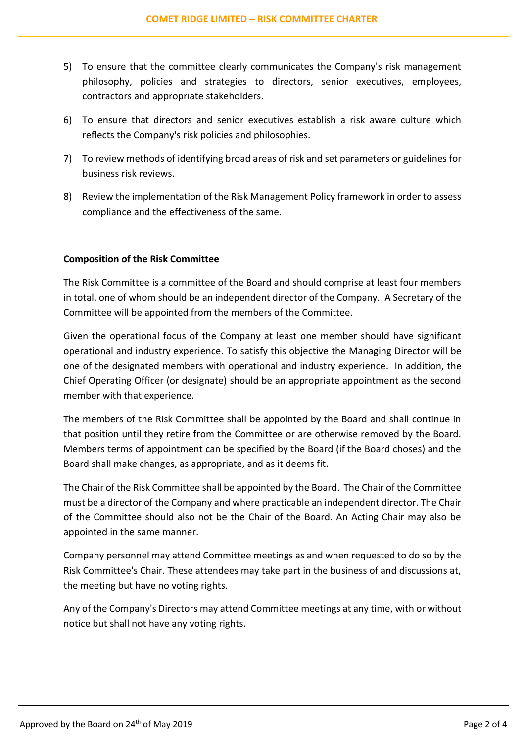5) To ensure that the committee clearly communicates the Company's risk management philosophy, policies and strategies to directors, senior executives, employees, contractors and appropriate stakeholders.

6) To ensure that directors and senior executives establish a risk aware culture which reflects the Company's risk policies and philosophies.

7) To review methods of identifying broad areas of risk and set parameters or guidelines for business risk reviews.

8) Review the implementation of the Risk Management Policy framework in order to assess compliance and the effectiveness of the same.

**Composition of the Risk Committee**

The Risk Committee is a committee of the Board and should comprise at least four members in total, one of whom should be an independent director of the Company. A Secretary of the Committee will be appointed from the members of the Committee.

Given the operational focus of the Company at least one member should have significant operational and industry experience. To satisfy this objective the Managing Director will be one of the designated members with operational and industry experience. In addition, the Chief Operating Officer (or designate) should be an appropriate appointment as the second member with that experience.

The members of the Risk Committee shall be appointed by the Board and shall continue in that position until they retire from the Committee or are otherwise removed by the Board. Members terms of appointment can be specified by the Board (if the Board choses) and the Board shall make changes, as appropriate, and as it deems fit.

The Chair of the Risk Committee shall be appointed by the Board. The Chair of the Committee must be a director of the Company and where practicable an independent director. The Chair of the Committee should also not be the Chair of the Board. An Acting Chair may also be appointed in the same manner.

Company personnel may attend Committee meetings as and when requested to do so by the Risk Committee's Chair. These attendees may take part in the business of and discussions at, the meeting but have no voting rights.

Any of the Company's Directors may attend Committee meetings at any time, with or without notice but shall not have any voting rights.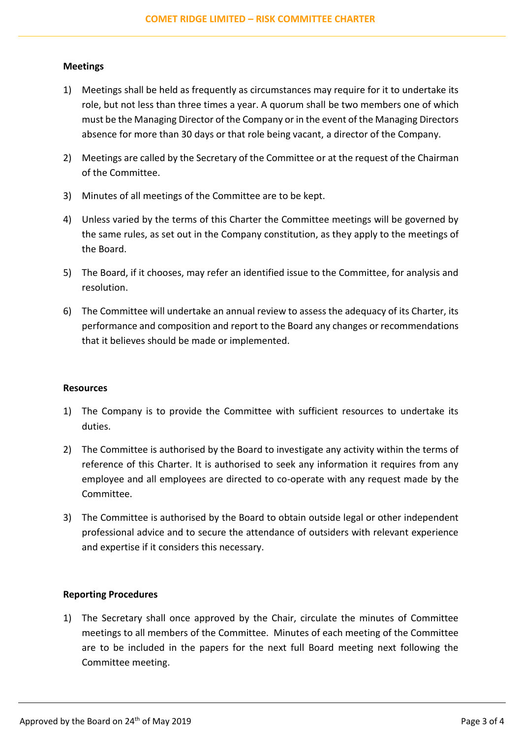**Meetings**

1) Meetings shall be held as frequently as circumstances may require for it to undertake its role, but not less than three times a year. A quorum shall be two members one of which must be the Managing Director of the Company or in the event of the Managing Directors absence for more than 30 days or that role being vacant, a director of the Company.

2) Meetings are called by the Secretary of the Committee or at the request of the Chairman of the Committee.

3) Minutes of all meetings of the Committee are to be kept.

4) Unless varied by the terms of this Charter the Committee meetings will be governed by the same rules, as set out in the Company constitution, as they apply to the meetings of the Board.

5) The Board, if it chooses, may refer an identified issue to the Committee, for analysis and resolution.

6) The Committee will undertake an annual review to assess the adequacy of its Charter, its performance and composition and report to the Board any changes or recommendations that it believes should be made or implemented.

**Resources**

1) The Company is to provide the Committee with sufficient resources to undertake its duties.

2) The Committee is authorised by the Board to investigate any activity within the terms of reference of this Charter. It is authorised to seek any information it requires from any employee and all employees are directed to co-operate with any request made by the Committee.

3) The Committee is authorised by the Board to obtain outside legal or other independent professional advice and to secure the attendance of outsiders with relevant experience and expertise if it considers this necessary.

**Reporting Procedures**

1) The Secretary shall once approved by the Chair, circulate the minutes of Committee meetings to all members of the Committee. Minutes of each meeting of the Committee are to be included in the papers for the next full Board meeting next following the Committee meeting.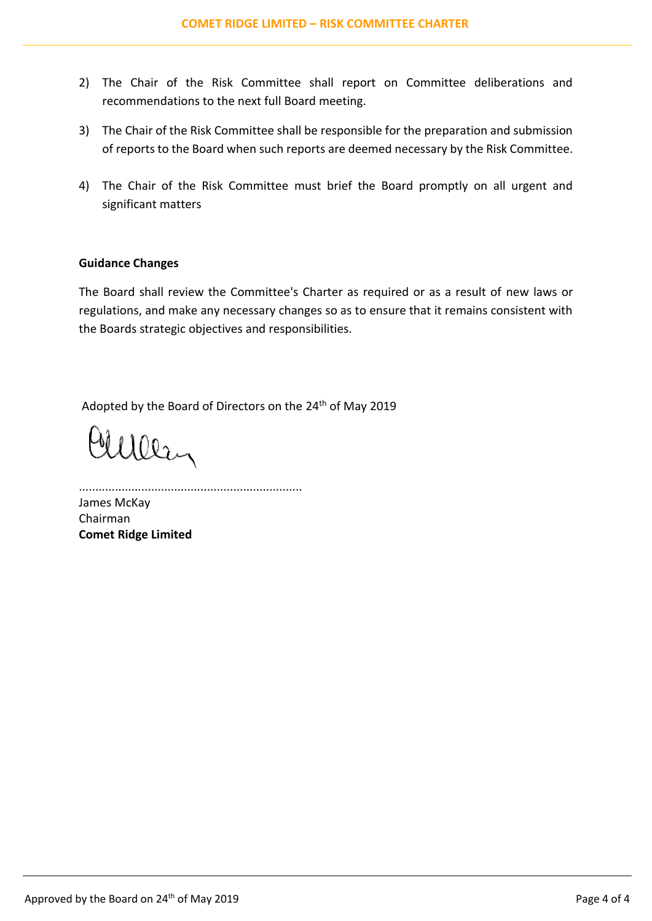2) The Chair of the Risk Committee shall report on Committee deliberations and recommendations to the next full Board meeting.

3) The Chair of the Risk Committee shall be responsible for the preparation and submission of reports to the Board when such reports are deemed necessary by the Risk Committee.

4) The Chair of the Risk Committee must brief the Board promptly on all urgent and significant matters

**Guidance Changes**

The Board shall review the Committee's Charter as required or as a result of new laws or regulations, and make any necessary changes so as to ensure that it remains consistent with the Boards strategic objectives and responsibilities.

Adopted by the Board of Directors on the 24th of May 2019

....................................................................
James McKay
Chairman
**Comet Ridge Limited**